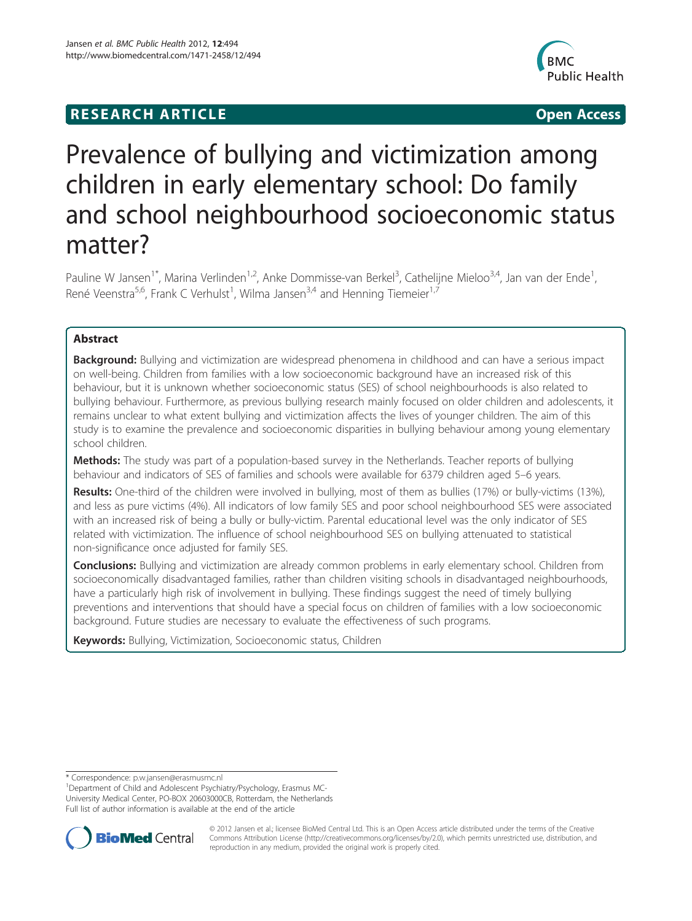**RESEARCH ARTICLE** **Open Access**

# Prevalence of bullying and victimization among children in early elementary school: Do family and school neighbourhood socioeconomic status matter?

Pauline W Jansen[1*], Marina Verlinden[1,2], Anke Dommisse-van Berkel[3], Cathelijne Mieloo[3,4], Jan van der Ende[1], René Veenstra[5,6], Frank C Verhulst[1], Wilma Jansen[3,4] and Henning Tiemeier[1,7]

## Abstract

**Background:** Bullying and victimization are widespread phenomena in childhood and can have a serious impact on well-being. Children from families with a low socioeconomic background have an increased risk of this behaviour, but it is unknown whether socioeconomic status (SES) of school neighbourhoods is also related to bullying behaviour. Furthermore, as previous bullying research mainly focused on older children and adolescents, it remains unclear to what extent bullying and victimization affects the lives of younger children. The aim of this study is to examine the prevalence and socioeconomic disparities in bullying behaviour among young elementary school children.

**Methods:** The study was part of a population-based survey in the Netherlands. Teacher reports of bullying behaviour and indicators of SES of families and schools were available for 6379 children aged 5–6 years.

**Results:** One-third of the children were involved in bullying, most of them as bullies (17%) or bully-victims (13%), and less as pure victims (4%). All indicators of low family SES and poor school neighbourhood SES were associated with an increased risk of being a bully or bully-victim. Parental educational level was the only indicator of SES related with victimization. The influence of school neighbourhood SES on bullying attenuated to statistical non-significance once adjusted for family SES.

**Conclusions:** Bullying and victimization are already common problems in early elementary school. Children from socioeconomically disadvantaged families, rather than children visiting schools in disadvantaged neighbourhoods, have a particularly high risk of involvement in bullying. These findings suggest the need of timely bullying preventions and interventions that should have a special focus on children of families with a low socioeconomic background. Future studies are necessary to evaluate the effectiveness of such programs.

**Keywords:** Bullying, Victimization, Socioeconomic status, Children

---

\* Correspondence: p.w.jansen@erasmusmc.nl
[1]Department of Child and Adolescent Psychiatry/Psychology, Erasmus MC-University Medical Center, PO-BOX 20603000CB, Rotterdam, the Netherlands
Full list of author information is available at the end of the article

© 2012 Jansen et al.; licensee BioMed Central Ltd. This is an Open Access article distributed under the terms of the Creative Commons Attribution License (http://creativecommons.org/licenses/by/2.0), which permits unrestricted use, distribution, and reproduction in any medium, provided the original work is properly cited.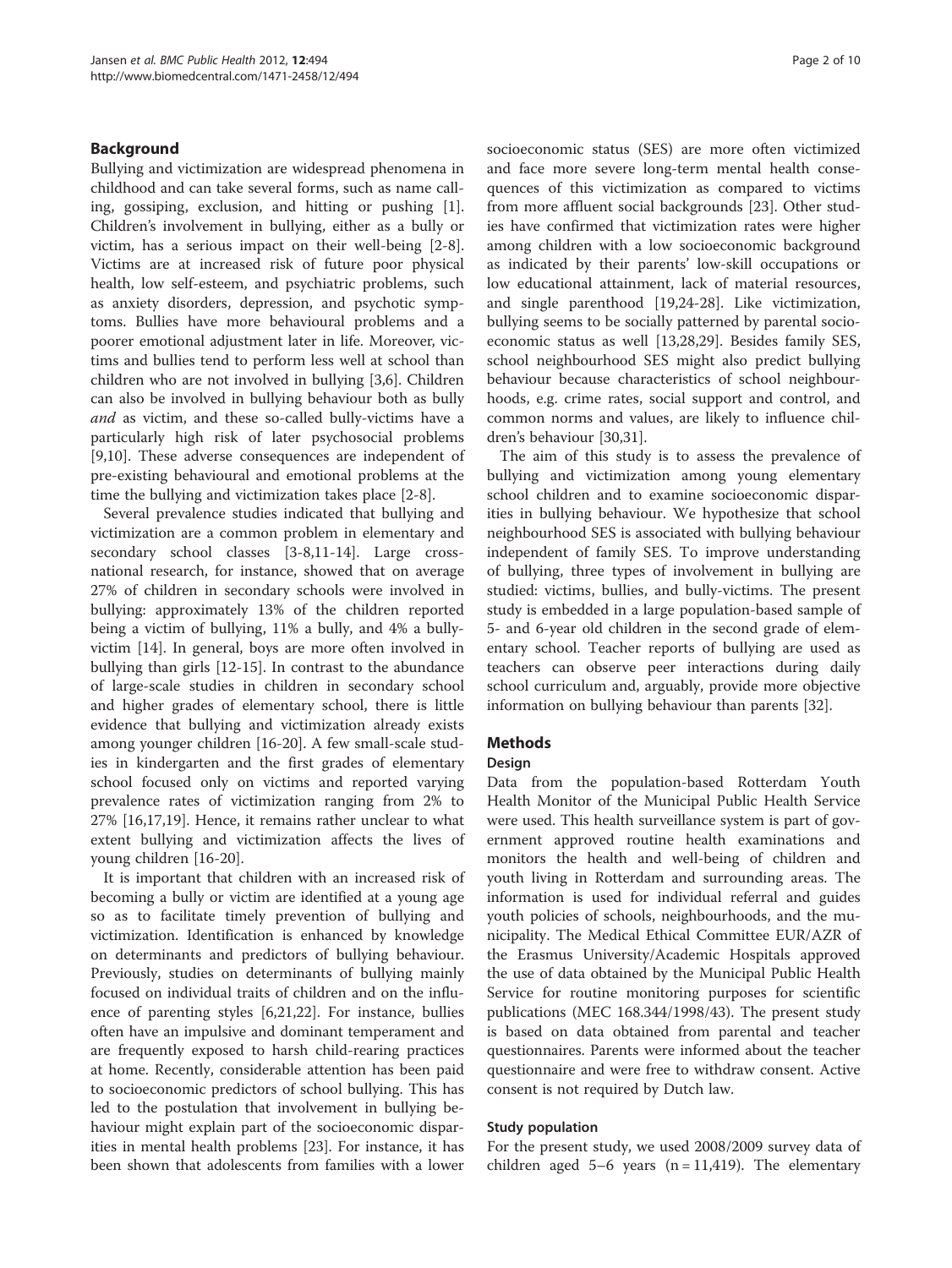## Background

Bullying and victimization are widespread phenomena in childhood and can take several forms, such as name calling, gossiping, exclusion, and hitting or pushing [1]. Children's involvement in bullying, either as a bully or victim, has a serious impact on their well-being [2-8]. Victims are at increased risk of future poor physical health, low self-esteem, and psychiatric problems, such as anxiety disorders, depression, and psychotic symptoms. Bullies have more behavioural problems and a poorer emotional adjustment later in life. Moreover, victims and bullies tend to perform less well at school than children who are not involved in bullying [3,6]. Children can also be involved in bullying behaviour both as bully *and* as victim, and these so-called bully-victims have a particularly high risk of later psychosocial problems [9,10]. These adverse consequences are independent of pre-existing behavioural and emotional problems at the time the bullying and victimization takes place [2-8].

Several prevalence studies indicated that bullying and victimization are a common problem in elementary and secondary school classes [3-8,11-14]. Large cross-national research, for instance, showed that on average 27% of children in secondary schools were involved in bullying: approximately 13% of the children reported being a victim of bullying, 11% a bully, and 4% a bully-victim [14]. In general, boys are more often involved in bullying than girls [12-15]. In contrast to the abundance of large-scale studies in children in secondary school and higher grades of elementary school, there is little evidence that bullying and victimization already exists among younger children [16-20]. A few small-scale studies in kindergarten and the first grades of elementary school focused only on victims and reported varying prevalence rates of victimization ranging from 2% to 27% [16,17,19]. Hence, it remains rather unclear to what extent bullying and victimization affects the lives of young children [16-20].

It is important that children with an increased risk of becoming a bully or victim are identified at a young age so as to facilitate timely prevention of bullying and victimization. Identification is enhanced by knowledge on determinants and predictors of bullying behaviour. Previously, studies on determinants of bullying mainly focused on individual traits of children and on the influence of parenting styles [6,21,22]. For instance, bullies often have an impulsive and dominant temperament and are frequently exposed to harsh child-rearing practices at home. Recently, considerable attention has been paid to socioeconomic predictors of school bullying. This has led to the postulation that involvement in bullying behaviour might explain part of the socioeconomic disparities in mental health problems [23]. For instance, it has been shown that adolescents from families with a lower socioeconomic status (SES) are more often victimized and face more severe long-term mental health consequences of this victimization as compared to victims from more affluent social backgrounds [23]. Other studies have confirmed that victimization rates were higher among children with a low socioeconomic background as indicated by their parents' low-skill occupations or low educational attainment, lack of material resources, and single parenthood [19,24-28]. Like victimization, bullying seems to be socially patterned by parental socioeconomic status as well [13,28,29]. Besides family SES, school neighbourhood SES might also predict bullying behaviour because characteristics of school neighbourhoods, e.g. crime rates, social support and control, and common norms and values, are likely to influence children's behaviour [30,31].

The aim of this study is to assess the prevalence of bullying and victimization among young elementary school children and to examine socioeconomic disparities in bullying behaviour. We hypothesize that school neighbourhood SES is associated with bullying behaviour independent of family SES. To improve understanding of bullying, three types of involvement in bullying are studied: victims, bullies, and bully-victims. The present study is embedded in a large population-based sample of 5- and 6-year old children in the second grade of elementary school. Teacher reports of bullying are used as teachers can observe peer interactions during daily school curriculum and, arguably, provide more objective information on bullying behaviour than parents [32].

## Methods

### Design

Data from the population-based Rotterdam Youth Health Monitor of the Municipal Public Health Service were used. This health surveillance system is part of government approved routine health examinations and monitors the health and well-being of children and youth living in Rotterdam and surrounding areas. The information is used for individual referral and guides youth policies of schools, neighbourhoods, and the municipality. The Medical Ethical Committee EUR/AZR of the Erasmus University/Academic Hospitals approved the use of data obtained by the Municipal Public Health Service for routine monitoring purposes for scientific publications (MEC 168.344/1998/43). The present study is based on data obtained from parental and teacher questionnaires. Parents were informed about the teacher questionnaire and were free to withdraw consent. Active consent is not required by Dutch law.

### Study population

For the present study, we used 2008/2009 survey data of children aged 5–6 years (n = 11,419). The elementary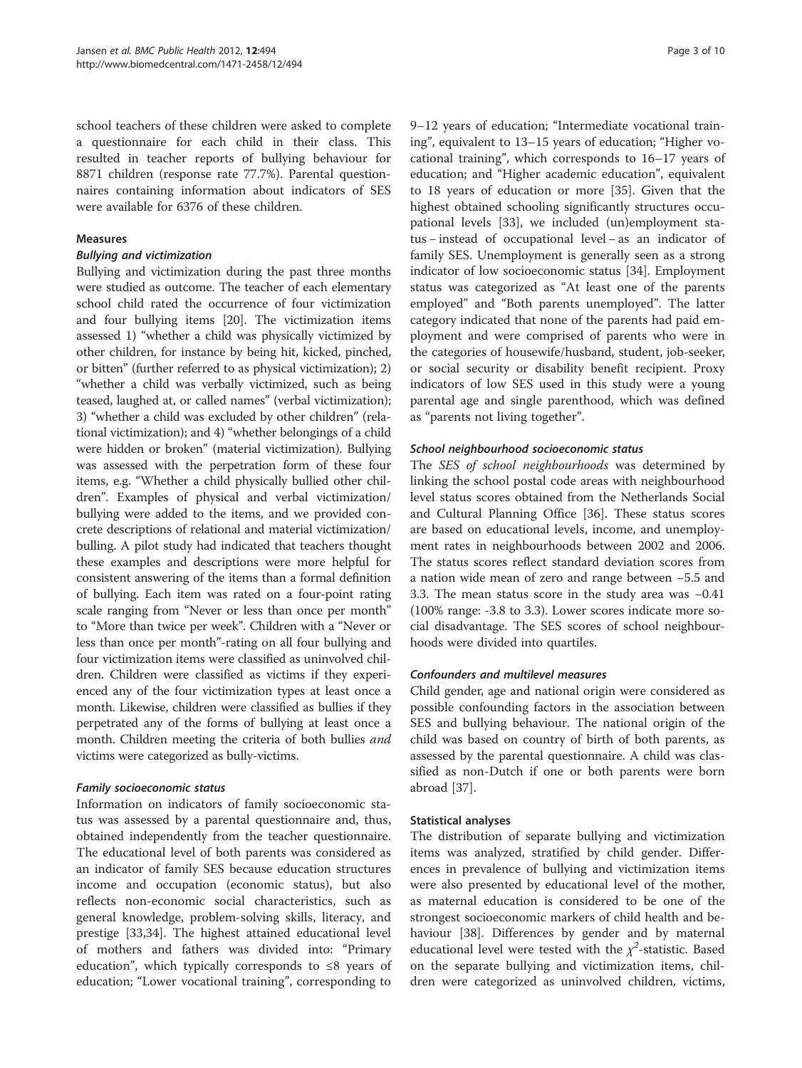school teachers of these children were asked to complete a questionnaire for each child in their class. This resulted in teacher reports of bullying behaviour for 8871 children (response rate 77.7%). Parental questionnaires containing information about indicators of SES were available for 6376 of these children.

### Measures

#### Bullying and victimization

Bullying and victimization during the past three months were studied as outcome. The teacher of each elementary school child rated the occurrence of four victimization and four bullying items [20]. The victimization items assessed 1) "whether a child was physically victimized by other children, for instance by being hit, kicked, pinched, or bitten" (further referred to as physical victimization); 2) "whether a child was verbally victimized, such as being teased, laughed at, or called names" (verbal victimization); 3) "whether a child was excluded by other children" (relational victimization); and 4) "whether belongings of a child were hidden or broken" (material victimization). Bullying was assessed with the perpetration form of these four items, e.g. "Whether a child physically bullied other children". Examples of physical and verbal victimization/bullying were added to the items, and we provided concrete descriptions of relational and material victimization/bulling. A pilot study had indicated that teachers thought these examples and descriptions were more helpful for consistent answering of the items than a formal definition of bullying. Each item was rated on a four-point rating scale ranging from "Never or less than once per month" to "More than twice per week". Children with a "Never or less than once per month"-rating on all four bullying and four victimization items were classified as uninvolved children. Children were classified as victims if they experienced any of the four victimization types at least once a month. Likewise, children were classified as bullies if they perpetrated any of the forms of bullying at least once a month. Children meeting the criteria of both bullies *and* victims were categorized as bully-victims.

#### Family socioeconomic status

Information on indicators of family socioeconomic status was assessed by a parental questionnaire and, thus, obtained independently from the teacher questionnaire. The educational level of both parents was considered as an indicator of family SES because education structures income and occupation (economic status), but also reflects non-economic social characteristics, such as general knowledge, problem-solving skills, literacy, and prestige [33,34]. The highest attained educational level of mothers and fathers was divided into: "Primary education", which typically corresponds to ≤8 years of education; "Lower vocational training", corresponding to 9–12 years of education; "Intermediate vocational training", equivalent to 13–15 years of education; "Higher vocational training", which corresponds to 16–17 years of education; and "Higher academic education", equivalent to 18 years of education or more [35]. Given that the highest obtained schooling significantly structures occupational levels [33], we included (un)employment status – instead of occupational level – as an indicator of family SES. Unemployment is generally seen as a strong indicator of low socioeconomic status [34]. Employment status was categorized as "At least one of the parents employed" and "Both parents unemployed". The latter category indicated that none of the parents had paid employment and were comprised of parents who were in the categories of housewife/husband, student, job-seeker, or social security or disability benefit recipient. Proxy indicators of low SES used in this study were a young parental age and single parenthood, which was defined as "parents not living together".

#### School neighbourhood socioeconomic status

The *SES of school neighbourhoods* was determined by linking the school postal code areas with neighbourhood level status scores obtained from the Netherlands Social and Cultural Planning Office [36]. These status scores are based on educational levels, income, and unemployment rates in neighbourhoods between 2002 and 2006. The status scores reflect standard deviation scores from a nation wide mean of zero and range between −5.5 and 3.3. The mean status score in the study area was −0.41 (100% range: -3.8 to 3.3). Lower scores indicate more social disadvantage. The SES scores of school neighbourhoods were divided into quartiles.

#### Confounders and multilevel measures

Child gender, age and national origin were considered as possible confounding factors in the association between SES and bullying behaviour. The national origin of the child was based on country of birth of both parents, as assessed by the parental questionnaire. A child was classified as non-Dutch if one or both parents were born abroad [37].

### Statistical analyses

The distribution of separate bullying and victimization items was analyzed, stratified by child gender. Differences in prevalence of bullying and victimization items were also presented by educational level of the mother, as maternal education is considered to be one of the strongest socioeconomic markers of child health and behaviour [38]. Differences by gender and by maternal educational level were tested with the $\chi^2$-statistic. Based on the separate bullying and victimization items, children were categorized as uninvolved children, victims,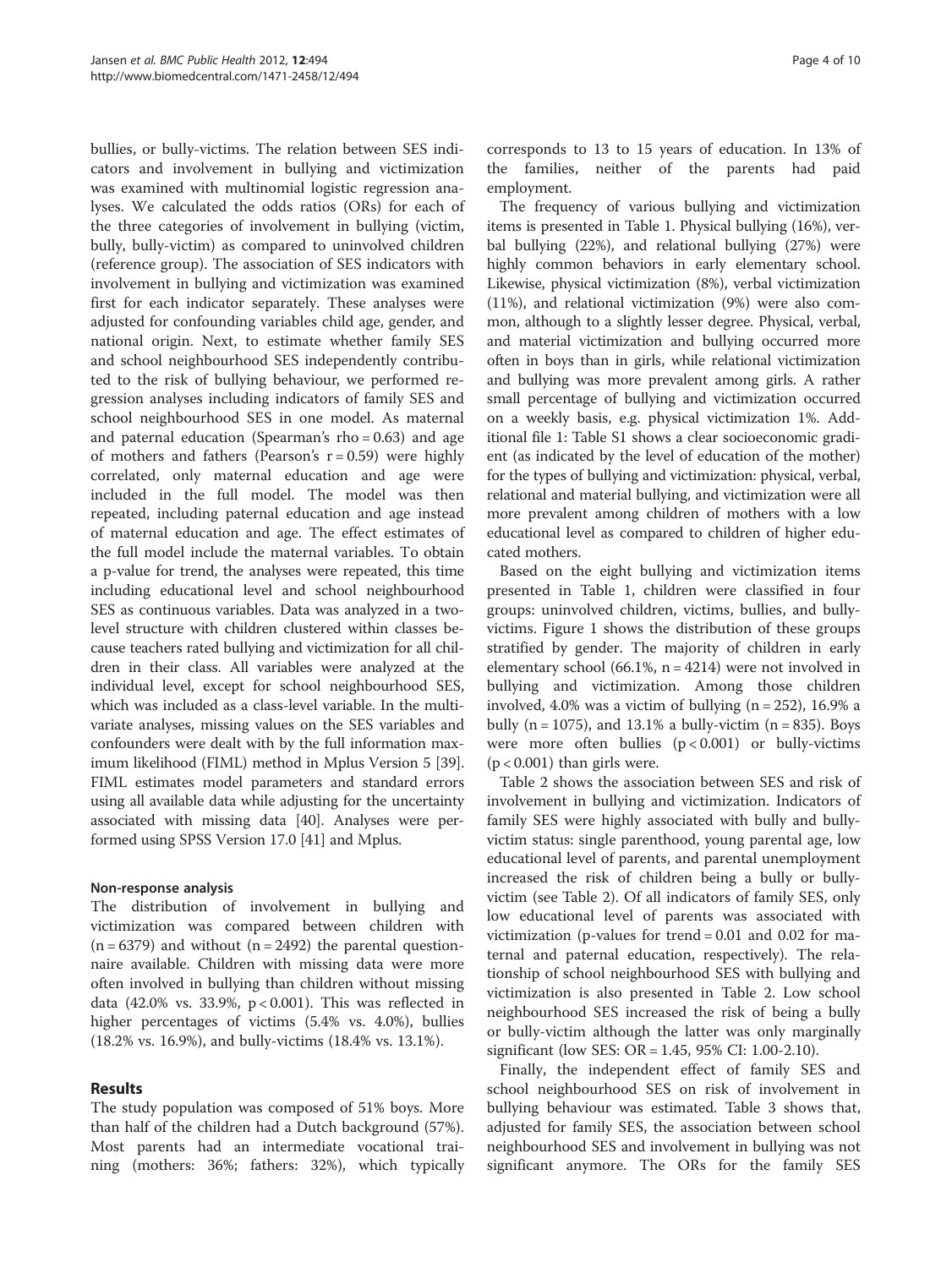bullies, or bully-victims. The relation between SES indicators and involvement in bullying and victimization was examined with multinomial logistic regression analyses. We calculated the odds ratios (ORs) for each of the three categories of involvement in bullying (victim, bully, bully-victim) as compared to uninvolved children (reference group). The association of SES indicators with involvement in bullying and victimization was examined first for each indicator separately. These analyses were adjusted for confounding variables child age, gender, and national origin. Next, to estimate whether family SES and school neighbourhood SES independently contributed to the risk of bullying behaviour, we performed regression analyses including indicators of family SES and school neighbourhood SES in one model. As maternal and paternal education (Spearman's rho = 0.63) and age of mothers and fathers (Pearson's r = 0.59) were highly correlated, only maternal education and age were included in the full model. The model was then repeated, including paternal education and age instead of maternal education and age. The effect estimates of the full model include the maternal variables. To obtain a p-value for trend, the analyses were repeated, this time including educational level and school neighbourhood SES as continuous variables. Data was analyzed in a two-level structure with children clustered within classes because teachers rated bullying and victimization for all children in their class. All variables were analyzed at the individual level, except for school neighbourhood SES, which was included as a class-level variable. In the multivariate analyses, missing values on the SES variables and confounders were dealt with by the full information maximum likelihood (FIML) method in Mplus Version 5 [39]. FIML estimates model parameters and standard errors using all available data while adjusting for the uncertainty associated with missing data [40]. Analyses were performed using SPSS Version 17.0 [41] and Mplus.

#### Non-response analysis

The distribution of involvement in bullying and victimization was compared between children with (n = 6379) and without (n = 2492) the parental questionnaire available. Children with missing data were more often involved in bullying than children without missing data (42.0% vs. 33.9%, p < 0.001). This was reflected in higher percentages of victims (5.4% vs. 4.0%), bullies (18.2% vs. 16.9%), and bully-victims (18.4% vs. 13.1%).

## Results

The study population was composed of 51% boys. More than half of the children had a Dutch background (57%). Most parents had an intermediate vocational training (mothers: 36%; fathers: 32%), which typically corresponds to 13 to 15 years of education. In 13% of the families, neither of the parents had paid employment.

The frequency of various bullying and victimization items is presented in Table 1. Physical bullying (16%), verbal bullying (22%), and relational bullying (27%) were highly common behaviors in early elementary school. Likewise, physical victimization (8%), verbal victimization (11%), and relational victimization (9%) were also common, although to a slightly lesser degree. Physical, verbal, and material victimization and bullying occurred more often in boys than in girls, while relational victimization and bullying was more prevalent among girls. A rather small percentage of bullying and victimization occurred on a weekly basis, e.g. physical victimization 1%. Additional file 1: Table S1 shows a clear socioeconomic gradient (as indicated by the level of education of the mother) for the types of bullying and victimization: physical, verbal, relational and material bullying, and victimization were all more prevalent among children of mothers with a low educational level as compared to children of higher educated mothers.

Based on the eight bullying and victimization items presented in Table 1, children were classified in four groups: uninvolved children, victims, bullies, and bully-victims. Figure 1 shows the distribution of these groups stratified by gender. The majority of children in early elementary school (66.1%, n = 4214) were not involved in bullying and victimization. Among those children involved, 4.0% was a victim of bullying (n = 252), 16.9% a bully (n = 1075), and 13.1% a bully-victim (n = 835). Boys were more often bullies (p < 0.001) or bully-victims (p < 0.001) than girls were.

Table 2 shows the association between SES and risk of involvement in bullying and victimization. Indicators of family SES were highly associated with bully and bully-victim status: single parenthood, young parental age, low educational level of parents, and parental unemployment increased the risk of children being a bully or bully-victim (see Table 2). Of all indicators of family SES, only low educational level of parents was associated with victimization (p-values for trend = 0.01 and 0.02 for maternal and paternal education, respectively). The relationship of school neighbourhood SES with bullying and victimization is also presented in Table 2. Low school neighbourhood SES increased the risk of being a bully or bully-victim although the latter was only marginally significant (low SES: OR = 1.45, 95% CI: 1.00-2.10).

Finally, the independent effect of family SES and school neighbourhood SES on risk of involvement in bullying behaviour was estimated. Table 3 shows that, adjusted for family SES, the association between school neighbourhood SES and involvement in bullying was not significant anymore. The ORs for the family SES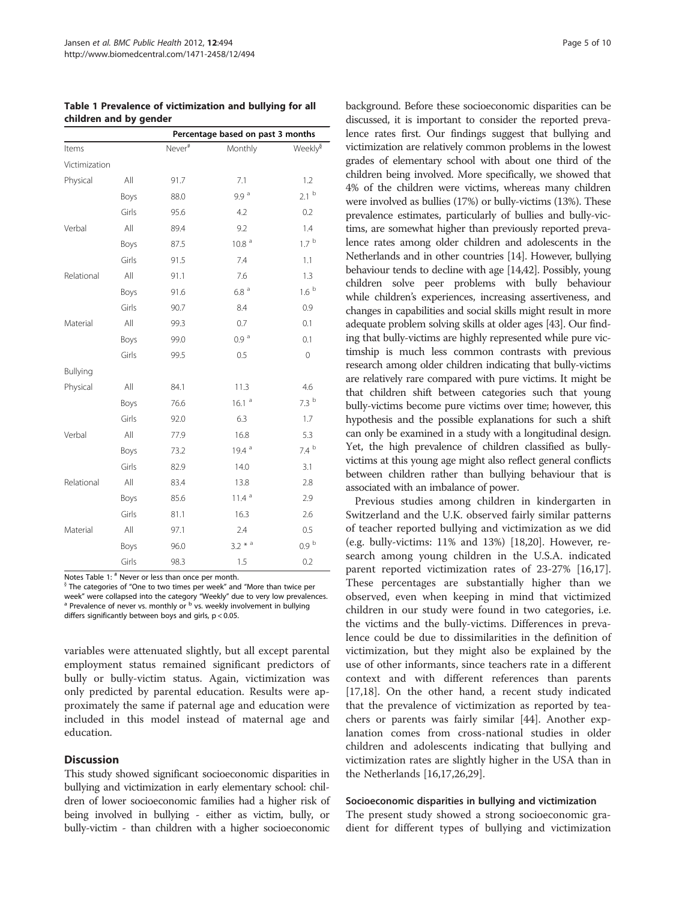**Table 1 Prevalence of victimization and bullying for all children and by gender**

| | | Percentage based on past 3 months | | |
|---|---|---|---|---|
| Items | | Never[#] | Monthly | Weekly[§] |
| Victimization | | | | |
| Physical | All | 91.7 | 7.1 | 1.2 |
| | Boys | 88.0 | 9.9 [a] | 2.1 [b] |
| | Girls | 95.6 | 4.2 | 0.2 |
| Verbal | All | 89.4 | 9.2 | 1.4 |
| | Boys | 87.5 | 10.8 [a] | 1.7 [b] |
| | Girls | 91.5 | 7.4 | 1.1 |
| Relational | All | 91.1 | 7.6 | 1.3 |
| | Boys | 91.6 | 6.8 [a] | 1.6 [b] |
| | Girls | 90.7 | 8.4 | 0.9 |
| Material | All | 99.3 | 0.7 | 0.1 |
| | Boys | 99.0 | 0.9 [a] | 0.1 |
| | Girls | 99.5 | 0.5 | 0 |
| Bullying | | | | |
| Physical | All | 84.1 | 11.3 | 4.6 |
| | Boys | 76.6 | 16.1 [a] | 7.3 [b] |
| | Girls | 92.0 | 6.3 | 1.7 |
| Verbal | All | 77.9 | 16.8 | 5.3 |
| | Boys | 73.2 | 19.4 [a] | 7.4 [b] |
| | Girls | 82.9 | 14.0 | 3.1 |
| Relational | All | 83.4 | 13.8 | 2.8 |
| | Boys | 85.6 | 11.4 [a] | 2.9 |
| | Girls | 81.1 | 16.3 | 2.6 |
| Material | All | 97.1 | 2.4 | 0.5 |
| | Boys | 96.0 | 3.2 * [a] | 0.9 [b] |
| | Girls | 98.3 | 1.5 | 0.2 |

Notes Table 1: [#] Never or less than once per month.
[§] The categories of "One to two times per week" and "More than twice per week" were collapsed into the category "Weekly" due to very low prevalences.
[a] Prevalence of never vs. monthly or [b] vs. weekly involvement in bullying differs significantly between boys and girls, $p < 0.05$.

variables were attenuated slightly, but all except parental employment status remained significant predictors of bully or bully-victim status. Again, victimization was only predicted by parental education. Results were approximately the same if paternal age and education were included in this model instead of maternal age and education.

## Discussion

This study showed significant socioeconomic disparities in bullying and victimization in early elementary school: children of lower socioeconomic families had a higher risk of being involved in bullying - either as victim, bully, or bully-victim - than children with a higher socioeconomic background. Before these socioeconomic disparities can be discussed, it is important to consider the reported prevalence rates first. Our findings suggest that bullying and victimization are relatively common problems in the lowest grades of elementary school with about one third of the children being involved. More specifically, we showed that 4% of the children were victims, whereas many children were involved as bullies (17%) or bully-victims (13%). These prevalence estimates, particularly of bullies and bully-victims, are somewhat higher than previously reported prevalence rates among older children and adolescents in the Netherlands and in other countries [14]. However, bullying behaviour tends to decline with age [14,42]. Possibly, young children solve peer problems with bully behaviour while children's experiences, increasing assertiveness, and changes in capabilities and social skills might result in more adequate problem solving skills at older ages [43]. Our finding that bully-victims are highly represented while pure victimship is much less common contrasts with previous research among older children indicating that bully-victims are relatively rare compared with pure victims. It might be that children shift between categories such that young bully-victims become pure victims over time; however, this hypothesis and the possible explanations for such a shift can only be examined in a study with a longitudinal design. Yet, the high prevalence of children classified as bully-victims at this young age might also reflect general conflicts between children rather than bullying behaviour that is associated with an imbalance of power.

Previous studies among children in kindergarten in Switzerland and the U.K. observed fairly similar patterns of teacher reported bullying and victimization as we did (e.g. bully-victims: 11% and 13%) [18,20]. However, research among young children in the U.S.A. indicated parent reported victimization rates of 23-27% [16,17]. These percentages are substantially higher than we observed, even when keeping in mind that victimized children in our study were found in two categories, i.e. the victims and the bully-victims. Differences in prevalence could be due to dissimilarities in the definition of victimization, but they might also be explained by the use of other informants, since teachers rate in a different context and with different references than parents [17,18]. On the other hand, a recent study indicated that the prevalence of victimization as reported by teachers or parents was fairly similar [44]. Another explanation comes from cross-national studies in older children and adolescents indicating that bullying and victimization rates are slightly higher in the USA than in the Netherlands [16,17,26,29].

### Socioeconomic disparities in bullying and victimization

The present study showed a strong socioeconomic gradient for different types of bullying and victimization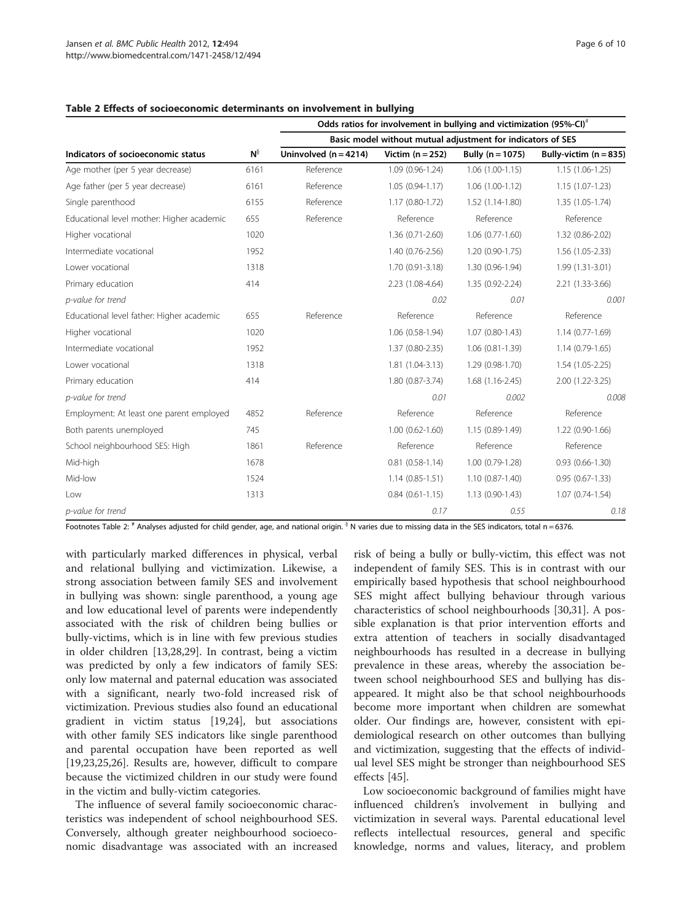**Table 2 Effects of socioeconomic determinants on involvement in bullying**

| | | Odds ratios for involvement in bullying and victimization (95%-CI)[#] | | | |
|---|---|---|---|---|---|
| | | Basic model without mutual adjustment for indicators of SES | | | |
| Indicators of socioeconomic status | N[§] | Uninvolved (n = 4214) | Victim (n = 252) | Bully (n = 1075) | Bully-victim (n = 835) |
| Age mother (per 5 year decrease) | 6161 | Reference | 1.09 (0.96-1.24) | 1.06 (1.00-1.15) | 1.15 (1.06-1.25) |
| Age father (per 5 year decrease) | 6161 | Reference | 1.05 (0.94-1.17) | 1.06 (1.00-1.12) | 1.15 (1.07-1.23) |
| Single parenthood | 6155 | Reference | 1.17 (0.80-1.72) | 1.52 (1.14-1.80) | 1.35 (1.05-1.74) |
| Educational level mother: Higher academic | 655 | Reference | Reference | Reference | Reference |
| Higher vocational | 1020 | | 1.36 (0.71-2.60) | 1.06 (0.77-1.60) | 1.32 (0.86-2.02) |
| Intermediate vocational | 1952 | | 1.40 (0.76-2.56) | 1.20 (0.90-1.75) | 1.56 (1.05-2.33) |
| Lower vocational | 1318 | | 1.70 (0.91-3.18) | 1.30 (0.96-1.94) | 1.99 (1.31-3.01) |
| Primary education | 414 | | 2.23 (1.08-4.64) | 1.35 (0.92-2.24) | 2.21 (1.33-3.66) |
| *p-value for trend* | | | *0.02* | *0.01* | *0.001* |
| Educational level father: Higher academic | 655 | Reference | Reference | Reference | Reference |
| Higher vocational | 1020 | | 1.06 (0.58-1.94) | 1.07 (0.80-1.43) | 1.14 (0.77-1.69) |
| Intermediate vocational | 1952 | | 1.37 (0.80-2.35) | 1.06 (0.81-1.39) | 1.14 (0.79-1.65) |
| Lower vocational | 1318 | | 1.81 (1.04-3.13) | 1.29 (0.98-1.70) | 1.54 (1.05-2.25) |
| Primary education | 414 | | 1.80 (0.87-3.74) | 1.68 (1.16-2.45) | 2.00 (1.22-3.25) |
| *p-value for trend* | | | *0.01* | *0.002* | *0.008* |
| Employment: At least one parent employed | 4852 | Reference | Reference | Reference | Reference |
| Both parents unemployed | 745 | | 1.00 (0.62-1.60) | 1.15 (0.89-1.49) | 1.22 (0.90-1.66) |
| School neighbourhood SES: High | 1861 | Reference | Reference | Reference | Reference |
| Mid-high | 1678 | | 0.81 (0.58-1.14) | 1.00 (0.79-1.28) | 0.93 (0.66-1.30) |
| Mid-low | 1524 | | 1.14 (0.85-1.51) | 1.10 (0.87-1.40) | 0.95 (0.67-1.33) |
| Low | 1313 | | 0.84 (0.61-1.15) | 1.13 (0.90-1.43) | 1.07 (0.74-1.54) |
| *p-value for trend* | | | *0.17* | *0.55* | *0.18* |

Footnotes Table 2: [#] Analyses adjusted for child gender, age, and national origin. [§] N varies due to missing data in the SES indicators, total n = 6376.

with particularly marked differences in physical, verbal and relational bullying and victimization. Likewise, a strong association between family SES and involvement in bullying was shown: single parenthood, a young age and low educational level of parents were independently associated with the risk of children being bullies or bully-victims, which is in line with few previous studies in older children [13,28,29]. In contrast, being a victim was predicted by only a few indicators of family SES: only low maternal and paternal education was associated with a significant, nearly two-fold increased risk of victimization. Previous studies also found an educational gradient in victim status [19,24], but associations with other family SES indicators like single parenthood and parental occupation have been reported as well [19,23,25,26]. Results are, however, difficult to compare because the victimized children in our study were found in the victim and bully-victim categories.

The influence of several family socioeconomic characteristics was independent of school neighbourhood SES. Conversely, although greater neighbourhood socioeconomic disadvantage was associated with an increased risk of being a bully or bully-victim, this effect was not independent of family SES. This is in contrast with our empirically based hypothesis that school neighbourhood SES might affect bullying behaviour through various characteristics of school neighbourhoods [30,31]. A possible explanation is that prior intervention efforts and extra attention of teachers in socially disadvantaged neighbourhoods has resulted in a decrease in bullying prevalence in these areas, whereby the association between school neighbourhood SES and bullying has disappeared. It might also be that school neighbourhoods become more important when children are somewhat older. Our findings are, however, consistent with epidemiological research on other outcomes than bullying and victimization, suggesting that the effects of individual level SES might be stronger than neighbourhood SES effects [45].

Low socioeconomic background of families might have influenced children's involvement in bullying and victimization in several ways. Parental educational level reflects intellectual resources, general and specific knowledge, norms and values, literacy, and problem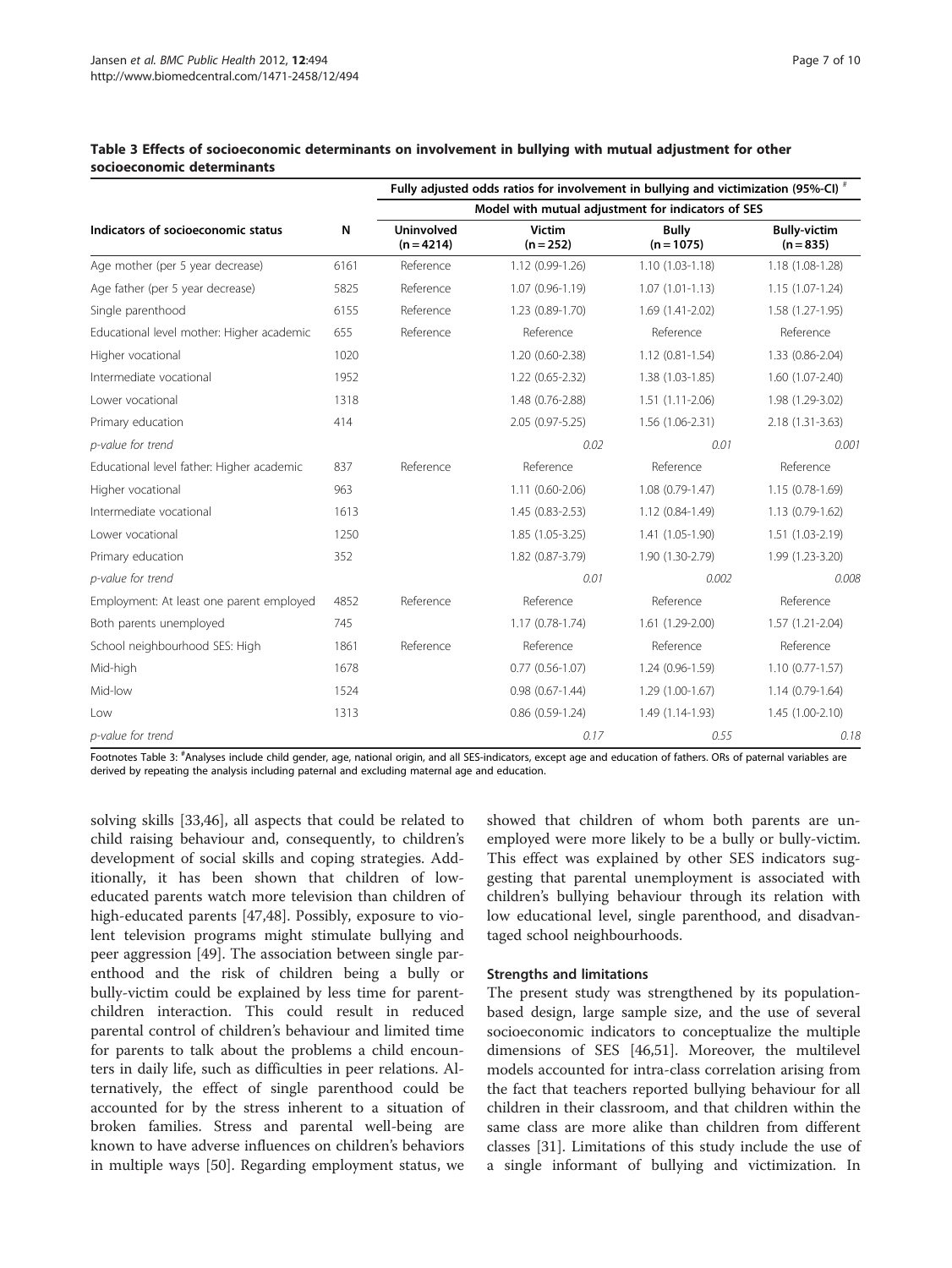**Table 3 Effects of socioeconomic determinants on involvement in bullying with mutual adjustment for other socioeconomic determinants**

| Indicators of socioeconomic status | N | Fully adjusted odds ratios for involvement in bullying and victimization (95%-CI) [#] | | | |
|---|---|---|---|---|---|
| | | Model with mutual adjustment for indicators of SES | | | |
| | | Uninvolved (n = 4214) | Victim (n = 252) | Bully (n = 1075) | Bully-victim (n = 835) |
| Age mother (per 5 year decrease) | 6161 | Reference | 1.12 (0.99-1.26) | 1.10 (1.03-1.18) | 1.18 (1.08-1.28) |
| Age father (per 5 year decrease) | 5825 | Reference | 1.07 (0.96-1.19) | 1.07 (1.01-1.13) | 1.15 (1.07-1.24) |
| Single parenthood | 6155 | Reference | 1.23 (0.89-1.70) | 1.69 (1.41-2.02) | 1.58 (1.27-1.95) |
| Educational level mother: Higher academic | 655 | Reference | Reference | Reference | Reference |
| Higher vocational | 1020 | | 1.20 (0.60-2.38) | 1.12 (0.81-1.54) | 1.33 (0.86-2.04) |
| Intermediate vocational | 1952 | | 1.22 (0.65-2.32) | 1.38 (1.03-1.85) | 1.60 (1.07-2.40) |
| Lower vocational | 1318 | | 1.48 (0.76-2.88) | 1.51 (1.11-2.06) | 1.98 (1.29-3.02) |
| Primary education | 414 | | 2.05 (0.97-5.25) | 1.56 (1.06-2.31) | 2.18 (1.31-3.63) |
| *p-value for trend* | | | *0.02* | *0.01* | *0.001* |
| Educational level father: Higher academic | 837 | Reference | Reference | Reference | Reference |
| Higher vocational | 963 | | 1.11 (0.60-2.06) | 1.08 (0.79-1.47) | 1.15 (0.78-1.69) |
| Intermediate vocational | 1613 | | 1.45 (0.83-2.53) | 1.12 (0.84-1.49) | 1.13 (0.79-1.62) |
| Lower vocational | 1250 | | 1.85 (1.05-3.25) | 1.41 (1.05-1.90) | 1.51 (1.03-2.19) |
| Primary education | 352 | | 1.82 (0.87-3.79) | 1.90 (1.30-2.79) | 1.99 (1.23-3.20) |
| *p-value for trend* | | | *0.01* | *0.002* | *0.008* |
| Employment: At least one parent employed | 4852 | Reference | Reference | Reference | Reference |
| Both parents unemployed | 745 | | 1.17 (0.78-1.74) | 1.61 (1.29-2.00) | 1.57 (1.21-2.04) |
| School neighbourhood SES: High | 1861 | Reference | Reference | Reference | Reference |
| Mid-high | 1678 | | 0.77 (0.56-1.07) | 1.24 (0.96-1.59) | 1.10 (0.77-1.57) |
| Mid-low | 1524 | | 0.98 (0.67-1.44) | 1.29 (1.00-1.67) | 1.14 (0.79-1.64) |
| Low | 1313 | | 0.86 (0.59-1.24) | 1.49 (1.14-1.93) | 1.45 (1.00-2.10) |
| *p-value for trend* | | | *0.17* | *0.55* | *0.18* |

Footnotes Table 3: [#]Analyses include child gender, age, national origin, and all SES-indicators, except age and education of fathers. ORs of paternal variables are derived by repeating the analysis including paternal and excluding maternal age and education.

solving skills [33,46], all aspects that could be related to child raising behaviour and, consequently, to children's development of social skills and coping strategies. Additionally, it has been shown that children of low-educated parents watch more television than children of high-educated parents [47,48]. Possibly, exposure to violent television programs might stimulate bullying and peer aggression [49]. The association between single parenthood and the risk of children being a bully or bully-victim could be explained by less time for parent-children interaction. This could result in reduced parental control of children's behaviour and limited time for parents to talk about the problems a child encounters in daily life, such as difficulties in peer relations. Alternatively, the effect of single parenthood could be accounted for by the stress inherent to a situation of broken families. Stress and parental well-being are known to have adverse influences on children's behaviors in multiple ways [50]. Regarding employment status, we showed that children of whom both parents are unemployed were more likely to be a bully or bully-victim. This effect was explained by other SES indicators suggesting that parental unemployment is associated with children's bullying behaviour through its relation with low educational level, single parenthood, and disadvantaged school neighbourhoods.

### Strengths and limitations

The present study was strengthened by its population-based design, large sample size, and the use of several socioeconomic indicators to conceptualize the multiple dimensions of SES [46,51]. Moreover, the multilevel models accounted for intra-class correlation arising from the fact that teachers reported bullying behaviour for all children in their classroom, and that children within the same class are more alike than children from different classes [31]. Limitations of this study include the use of a single informant of bullying and victimization. In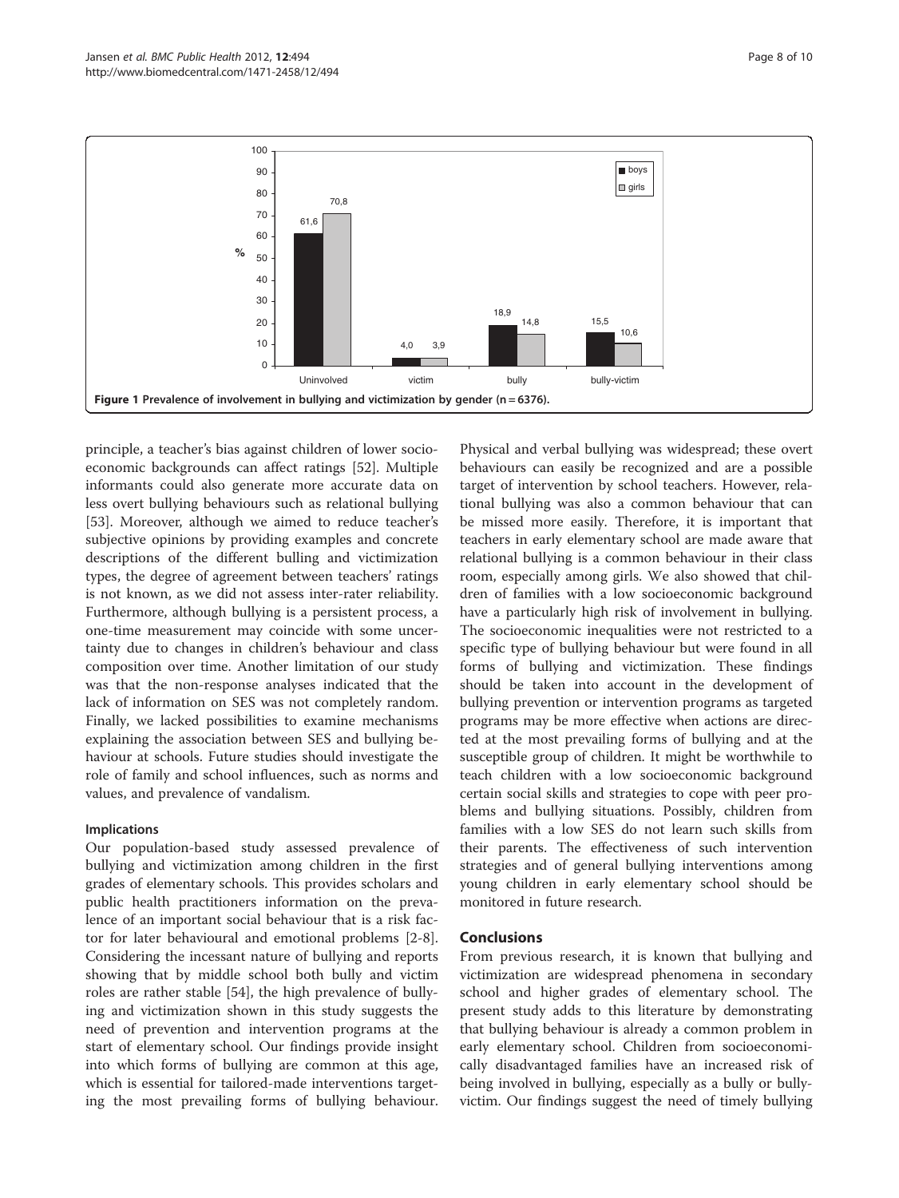Figure 1 Prevalence of involvement in bullying and victimization by gender (n = 6376).

principle, a teacher's bias against children of lower socioeconomic backgrounds can affect ratings [52]. Multiple informants could also generate more accurate data on less overt bullying behaviours such as relational bullying [53]. Moreover, although we aimed to reduce teacher's subjective opinions by providing examples and concrete descriptions of the different bulling and victimization types, the degree of agreement between teachers' ratings is not known, as we did not assess inter-rater reliability. Furthermore, although bullying is a persistent process, a one-time measurement may coincide with some uncertainty due to changes in children's behaviour and class composition over time. Another limitation of our study was that the non-response analyses indicated that the lack of information on SES was not completely random. Finally, we lacked possibilities to examine mechanisms explaining the association between SES and bullying behaviour at schools. Future studies should investigate the role of family and school influences, such as norms and values, and prevalence of vandalism.

### Implications

Our population-based study assessed prevalence of bullying and victimization among children in the first grades of elementary schools. This provides scholars and public health practitioners information on the prevalence of an important social behaviour that is a risk factor for later behavioural and emotional problems [2-8]. Considering the incessant nature of bullying and reports showing that by middle school both bully and victim roles are rather stable [54], the high prevalence of bullying and victimization shown in this study suggests the need of prevention and intervention programs at the start of elementary school. Our findings provide insight into which forms of bullying are common at this age, which is essential for tailored-made interventions targeting the most prevailing forms of bullying behaviour. Physical and verbal bullying was widespread; these overt behaviours can easily be recognized and are a possible target of intervention by school teachers. However, relational bullying was also a common behaviour that can be missed more easily. Therefore, it is important that teachers in early elementary school are made aware that relational bullying is a common behaviour in their class room, especially among girls. We also showed that children of families with a low socioeconomic background have a particularly high risk of involvement in bullying. The socioeconomic inequalities were not restricted to a specific type of bullying behaviour but were found in all forms of bullying and victimization. These findings should be taken into account in the development of bullying prevention or intervention programs as targeted programs may be more effective when actions are directed at the most prevailing forms of bullying and at the susceptible group of children. It might be worthwhile to teach children with a low socioeconomic background certain social skills and strategies to cope with peer problems and bullying situations. Possibly, children from families with a low SES do not learn such skills from their parents. The effectiveness of such intervention strategies and of general bullying interventions among young children in early elementary school should be monitored in future research.

## Conclusions

From previous research, it is known that bullying and victimization are widespread phenomena in secondary school and higher grades of elementary school. The present study adds to this literature by demonstrating that bullying behaviour is already a common problem in early elementary school. Children from socioeconomically disadvantaged families have an increased risk of being involved in bullying, especially as a bully or bully-victim. Our findings suggest the need of timely bullying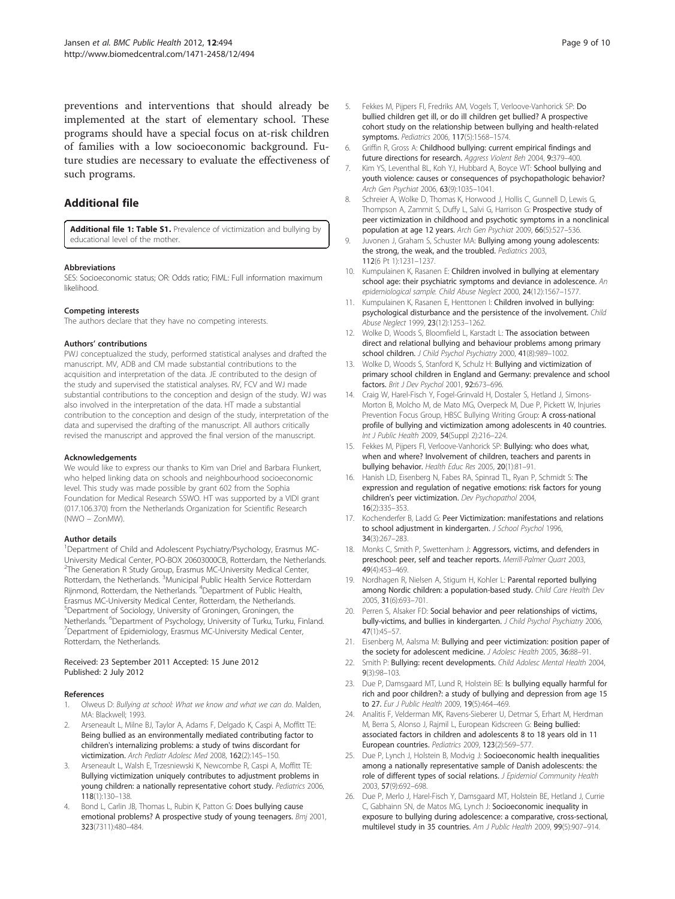preventions and interventions that should already be implemented at the start of elementary school. These programs should have a special focus on at-risk children of families with a low socioeconomic background. Future studies are necessary to evaluate the effectiveness of such programs.

## Additional file

**Additional file 1: Table S1.** Prevalence of victimization and bullying by educational level of the mother.

#### Abbreviations

SES: Socioeconomic status; OR: Odds ratio; FIML: Full information maximum likelihood.

#### Competing interests

The authors declare that they have no competing interests.

#### Authors' contributions

PWJ conceptualized the study, performed statistical analyses and drafted the manuscript. MV, ADB and CM made substantial contributions to the acquisition and interpretation of the data. JE contributed to the design of the study and supervised the statistical analyses. RV, FCV and WJ made substantial contributions to the conception and design of the study. WJ was also involved in the interpretation of the data. HT made a substantial contribution to the conception and design of the study, interpretation of the data and supervised the drafting of the manuscript. All authors critically revised the manuscript and approved the final version of the manuscript.

#### Acknowledgements

We would like to express our thanks to Kim van Driel and Barbara Flunkert, who helped linking data on schools and neighbourhood socioeconomic level. This study was made possible by grant 602 from the Sophia Foundation for Medical Research SSWO. HT was supported by a VIDI grant (017.106.370) from the Netherlands Organization for Scientific Research (NWO – ZonMW).

#### Author details

[1]Department of Child and Adolescent Psychiatry/Psychology, Erasmus MC-University Medical Center, PO-BOX 20603000CB, Rotterdam, the Netherlands. [2]The Generation R Study Group, Erasmus MC-University Medical Center, Rotterdam, the Netherlands. [3]Municipal Public Health Service Rotterdam Rijnmond, Rotterdam, the Netherlands. [4]Department of Public Health, Erasmus MC-University Medical Center, Rotterdam, the Netherlands. [5]Department of Sociology, University of Groningen, Groningen, the Netherlands. [6]Department of Psychology, University of Turku, Turku, Finland. [7]Department of Epidemiology, Erasmus MC-University Medical Center, Rotterdam, the Netherlands.

Received: 23 September 2011 Accepted: 15 June 2012
Published: 2 July 2012

#### References

1. Olweus D: *Bullying at school: What we know and what we can do*. Malden, MA: Blackwell; 1993.
2. Arseneault L, Milne BJ, Taylor A, Adams F, Delgado K, Caspi A, Moffitt TE: **Being bullied as an environmentally mediated contributing factor to children's internalizing problems: a study of twins discordant for victimization.** *Arch Pediatr Adolesc Med* 2008, **162**(2):145–150.
3. Arseneault L, Walsh E, Trzesniewski K, Newcombe R, Caspi A, Moffitt TE: **Bullying victimization uniquely contributes to adjustment problems in young children: a nationally representative cohort study.** *Pediatrics* 2006, **118**(1):130–138.
4. Bond L, Carlin JB, Thomas L, Rubin K, Patton G: **Does bullying cause emotional problems? A prospective study of young teenagers.** *Bmj* 2001, **323**(7311):480–484.
5. Fekkes M, Pijpers FI, Fredriks AM, Vogels T, Verloove-Vanhorick SP: **Do bullied children get ill, or do ill children get bullied? A prospective cohort study on the relationship between bullying and health-related symptoms.** *Pediatrics* 2006, **117**(5):1568–1574.
6. Griffin R, Gross A: **Childhood bullying: current empirical findings and future directions for research.** *Aggress Violent Beh* 2004, **9:**379–400.
7. Kim YS, Leventhal BL, Koh YJ, Hubbard A, Boyce WT: **School bullying and youth violence: causes or consequences of psychopathologic behavior?** *Arch Gen Psychiat* 2006, **63**(9):1035–1041.
8. Schreier A, Wolke D, Thomas K, Horwood J, Hollis C, Gunnell D, Lewis G, Thompson A, Zammit S, Duffy L, Salvi G, Harrison G: **Prospective study of peer victimization in childhood and psychotic symptoms in a nonclinical population at age 12 years.** *Arch Gen Psychiat* 2009, **66**(5):527–536.
9. Juvonen J, Graham S, Schuster MA: **Bullying among young adolescents: the strong, the weak, and the troubled.** *Pediatrics* 2003, **112**(6 Pt 1):1231–1237.
10. Kumpulainen K, Rasanen E: **Children involved in bullying at elementary school age: their psychiatric symptoms and deviance in adolescence.** *An epidemiological sample. Child Abuse Neglect* 2000, **24**(12):1567–1577.
11. Kumpulainen K, Rasanen E, Henttonen I: **Children involved in bullying: psychological disturbance and the persistence of the involvement.** *Child Abuse Neglect* 1999, **23**(12):1253–1262.
12. Wolke D, Woods S, Bloomfield L, Karstadt L: **The association between direct and relational bullying and behaviour problems among primary school children.** *J Child Psychol Psychiatry* 2000, **41**(8):989–1002.
13. Wolke D, Woods S, Stanford K, Schulz H: **Bullying and victimization of primary school children in England and Germany: prevalence and school factors.** *Brit J Dev Psychol* 2001, **92:**673–696.
14. Craig W, Harel-Fisch Y, Fogel-Grinvald H, Dostaler S, Hetland J, Simons-Morton B, Molcho M, de Mato MG, Overpeck M, Due P, Pickett W, Injuries Prevention Focus Group, HBSC Bullying Writing Group: **A cross-national profile of bullying and victimization among adolescents in 40 countries.** *Int J Public Health* 2009, **54**(Suppl 2):216–224.
15. Fekkes M, Pijpers FI, Verloove-Vanhorick SP: **Bullying: who does what, when and where? Involvement of children, teachers and parents in bullying behavior.** *Health Educ Res* 2005, **20**(1):81–91.
16. Hanish LD, Eisenberg N, Fabes RA, Spinrad TL, Ryan P, Schmidt S: **The expression and regulation of negative emotions: risk factors for young children's peer victimization.** *Dev Psychopathol* 2004, **16**(2):335–353.
17. Kochenderfer B, Ladd G: **Peer Victimization: manifestations and relations to school adjustment in kindergarten.** *J School Psychol* 1996, **34**(3):267–283.
18. Monks C, Smith P, Swettenham J: **Aggressors, victims, and defenders in preschool: peer, self and teacher reports.** *Merrill-Palmer Quart* 2003, **49**(4):453–469.
19. Nordhagen R, Nielsen A, Stigum H, Kohler L: **Parental reported bullying among Nordic children: a population-based study.** *Child Care Health Dev* 2005, **31**(6):693–701.
20. Perren S, Alsaker FD: **Social behavior and peer relationships of victims, bully-victims, and bullies in kindergarten.** *J Child Psychol Psychiatry* 2006, **47**(1):45–57.
21. Eisenberg M, Aalsma M: **Bullying and peer victimization: position paper of the society for adolescent medicine.** *J Adolesc Health* 2005, **36:**88–91.
22. Smith P: **Bullying: recent developments.** *Child Adolesc Mental Health* 2004, **9**(3):98–103.
23. Due P, Damsgaard MT, Lund R, Holstein BE: **Is bullying equally harmful for rich and poor children?: a study of bullying and depression from age 15 to 27.** *Eur J Public Health* 2009, **19**(5):464–469.
24. Analitis F, Velderman MK, Ravens-Sieberer U, Detmar S, Erhart M, Herdman M, Berra S, Alonso J, Rajmil L, European Kidscreen G: **Being bullied: associated factors in children and adolescents 8 to 18 years old in 11 European countries.** *Pediatrics* 2009, **123**(2):569–577.
25. Due P, Lynch J, Holstein B, Modvig J: **Socioeconomic health inequalities among a nationally representative sample of Danish adolescents: the role of different types of social relations.** *J Epidemiol Community Health* 2003, **57**(9):692–698.
26. Due P, Merlo J, Harel-Fisch Y, Damsgaard MT, Holstein BE, Hetland J, Currie C, Gabhainn SN, de Matos MG, Lynch J: **Socioeconomic inequality in exposure to bullying during adolescence: a comparative, cross-sectional, multilevel study in 35 countries.** *Am J Public Health* 2009, **99**(5):907–914.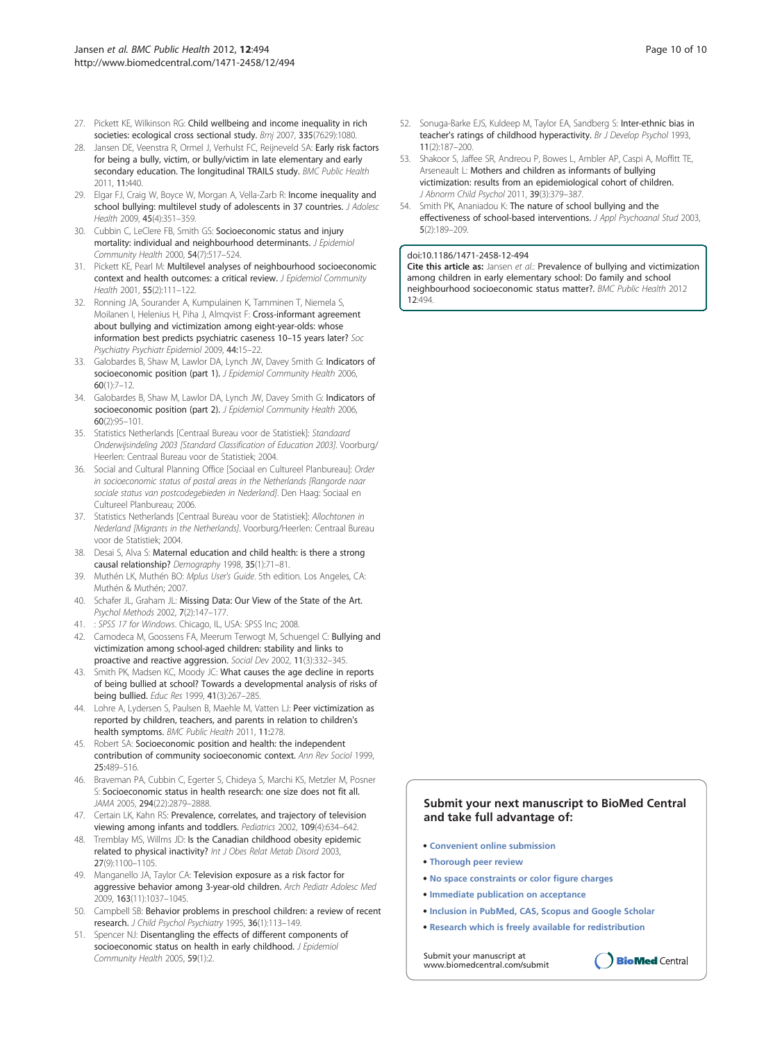27. Pickett KE, Wilkinson RG: **Child wellbeing and income inequality in rich societies: ecological cross sectional study.** *Bmj* 2007, **335**(7629):1080.
28. Jansen DE, Veenstra R, Ormel J, Verhulst FC, Reijneveld SA: **Early risk factors for being a bully, victim, or bully/victim in late elementary and early secondary education. The longitudinal TRAILS study.** *BMC Public Health* 2011, **11:**440.
29. Elgar FJ, Craig W, Boyce W, Morgan A, Vella-Zarb R: **Income inequality and school bullying: multilevel study of adolescents in 37 countries.** *J Adolesc Health* 2009, **45**(4):351–359.
30. Cubbin C, LeClere FB, Smith GS: **Socioeconomic status and injury mortality: individual and neighbourhood determinants.** *J Epidemiol Community Health* 2000, **54**(7):517–524.
31. Pickett KE, Pearl M: **Multilevel analyses of neighbourhood socioeconomic context and health outcomes: a critical review.** *J Epidemiol Community Health* 2001, **55**(2):111–122.
32. Ronning JA, Sourander A, Kumpulainen K, Tamminen T, Niemela S, Moilanen I, Helenius H, Piha J, Almqvist F: **Cross-informant agreement about bullying and victimization among eight-year-olds: whose information best predicts psychiatric caseness 10–15 years later?** *Soc Psychiatry Psychiatr Epidemiol* 2009, **44:**15–22.
33. Galobardes B, Shaw M, Lawlor DA, Lynch JW, Davey Smith G: **Indicators of socioeconomic position (part 1).** *J Epidemiol Community Health* 2006, **60**(1):7–12.
34. Galobardes B, Shaw M, Lawlor DA, Lynch JW, Davey Smith G: **Indicators of socioeconomic position (part 2).** *J Epidemiol Community Health* 2006, **60**(2):95–101.
35. Statistics Netherlands [Centraal Bureau voor de Statistiek]: *Standaard Onderwijsindeling 2003 [Standard Classification of Education 2003]*. Voorburg/Heerlen: Centraal Bureau voor de Statistiek; 2004.
36. Social and Cultural Planning Office [Sociaal en Cultureel Planbureau]: *Order in socioeconomic status of postal areas in the Netherlands [Rangorde naar sociale status van postcodegebieden in Nederland]*. Den Haag: Sociaal en Cultureel Planbureau; 2006.
37. Statistics Netherlands [Centraal Bureau voor de Statistiek]: *Allochtonen in Nederland [Migrants in the Netherlands]*. Voorburg/Heerlen: Centraal Bureau voor de Statistiek; 2004.
38. Desai S, Alva S: **Maternal education and child health: is there a strong causal relationship?** *Demography* 1998, **35**(1):71–81.
39. Muthén LK, Muthén BO: *Mplus User's Guide*. 5th edition. Los Angeles, CA: Muthén & Muthén; 2007.
40. Schafer JL, Graham JL: **Missing Data: Our View of the State of the Art.** *Psychol Methods* 2002, **7**(2):147–177.
41. : *SPSS 17 for Windows*. Chicago, IL, USA: SPSS Inc; 2008.
42. Camodeca M, Goossens FA, Meerum Terwogt M, Schuengel C: **Bullying and victimization among school-aged children: stability and links to proactive and reactive aggression.** *Social Dev* 2002, **11**(3):332–345.
43. Smith PK, Madsen KC, Moody JC: **What causes the age decline in reports of being bullied at school? Towards a developmental analysis of risks of being bullied.** *Educ Res* 1999, **41**(3):267–285.
44. Lohre A, Lydersen S, Paulsen B, Maehle M, Vatten LJ: **Peer victimization as reported by children, teachers, and parents in relation to children's health symptoms.** *BMC Public Health* 2011, **11:**278.
45. Robert SA: **Socioeconomic position and health: the independent contribution of community socioeconomic context.** *Ann Rev Sociol* 1999, **25:**489–516.
46. Braveman PA, Cubbin C, Egerter S, Chideya S, Marchi KS, Metzler M, Posner S: **Socioeconomic status in health research: one size does not fit all.** *JAMA* 2005, **294**(22):2879–2888.
47. Certain LK, Kahn RS: **Prevalence, correlates, and trajectory of television viewing among infants and toddlers.** *Pediatrics* 2002, **109**(4):634–642.
48. Tremblay MS, Willms JD: **Is the Canadian childhood obesity epidemic related to physical inactivity?** *Int J Obes Relat Metab Disord* 2003, **27**(9):1100–1105.
49. Manganello JA, Taylor CA: **Television exposure as a risk factor for aggressive behavior among 3-year-old children.** *Arch Pediatr Adolesc Med* 2009, **163**(11):1037–1045.
50. Campbell SB: **Behavior problems in preschool children: a review of recent research.** *J Child Psychol Psychiatry* 1995, **36**(1):113–149.
51. Spencer NJ: **Disentangling the effects of different components of socioeconomic status on health in early childhood.** *J Epidemiol Community Health* 2005, **59**(1):2.
52. Sonuga-Barke EJS, Kuldeep M, Taylor EA, Sandberg S: **Inter-ethnic bias in teacher's ratings of childhood hyperactivity.** *Br J Develop Psychol* 1993, **11**(2):187–200.
53. Shakoor S, Jaffee SR, Andreou P, Bowes L, Ambler AP, Caspi A, Moffitt TE, Arseneault L: **Mothers and children as informants of bullying victimization: results from an epidemiological cohort of children.** *J Abnorm Child Psychol* 2011, **39**(3):379–387.
54. Smith PK, Ananiadou K: **The nature of school bullying and the effectiveness of school-based interventions.** *J Appl Psychoanal Stud* 2003, **5**(2):189–209.

doi:10.1186/1471-2458-12-494

**Cite this article as:** Jansen *et al.*: Prevalence of bullying and victimization among children in early elementary school: Do family and school neighbourhood socioeconomic status matter?. *BMC Public Health* 2012 **12**:494.

**Submit your next manuscript to BioMed Central and take full advantage of:**

- **Convenient online submission**
- **Thorough peer review**
- **No space constraints or color figure charges**
- **Immediate publication on acceptance**
- **Inclusion in PubMed, CAS, Scopus and Google Scholar**
- **Research which is freely available for redistribution**

Submit your manuscript at
www.biomedcentral.com/submit

BioMed Central